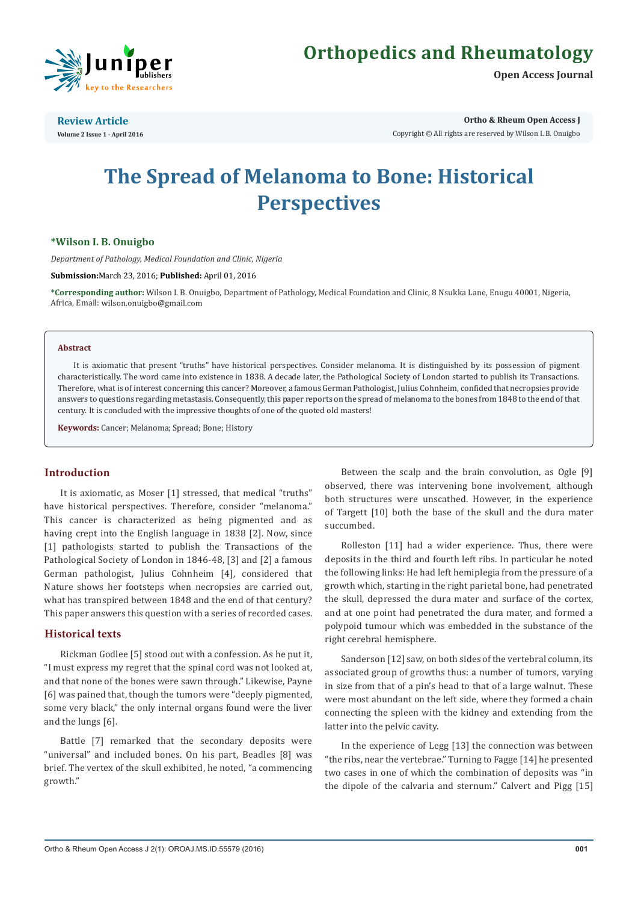# The Spread of Melanoma to Bone: Historical Perspectives

**Review Article**

**\*Wilson I. B. Onuigbo**

*Department of Pathology, Medical Foundation and Clinic, Nigeria*

**Submission:** March 23, 2016; **Published:** April 01, 2016

**\*Corresponding author:** Wilson I. B. Onuigbo, Department of Pathology, Medical Foundation and Clinic, 8 Nsukka Lane, Enugu 40001, Nigeria, Africa, Email: wilson.onuigbo@gmail.com

**Abstract**

It is axiomatic that present "truths" have historical perspectives. Consider melanoma. It is distinguished by its possession of pigment characteristically. The word came into existence in 1838. A decade later, the Pathological Society of London started to publish its Transactions. Therefore, what is of interest concerning this cancer? Moreover, a famous German Pathologist, Julius Cohnheim, confided that necropsies provide answers to questions regarding metastasis. Consequently, this paper reports on the spread of melanoma to the bones from 1848 to the end of that century. It is concluded with the impressive thoughts of one of the quoted old masters!

**Keywords:** Cancer; Melanoma; Spread; Bone; History

## Introduction

It is axiomatic, as Moser [1] stressed, that medical "truths" have historical perspectives. Therefore, consider "melanoma." This cancer is characterized as being pigmented and as having crept into the English language in 1838 [2]. Now, since [1] pathologists started to publish the Transactions of the Pathological Society of London in 1846-48, [3] and [2] a famous German pathologist, Julius Cohnheim [4], considered that Nature shows her footsteps when necropsies are carried out, what has transpired between 1848 and the end of that century? This paper answers this question with a series of recorded cases.

## Historical texts

Rickman Godlee [5] stood out with a confession. As he put it, "I must express my regret that the spinal cord was not looked at, and that none of the bones were sawn through." Likewise, Payne [6] was pained that, though the tumors were "deeply pigmented, some very black," the only internal organs found were the liver and the lungs [6].

Battle [7] remarked that the secondary deposits were "universal" and included bones. On his part, Beadles [8] was brief. The vertex of the skull exhibited, he noted, "a commencing growth."

Between the scalp and the brain convolution, as Ogle [9] observed, there was intervening bone involvement, although both structures were unscathed. However, in the experience of Targett [10] both the base of the skull and the dura mater succumbed.

Rolleston [11] had a wider experience. Thus, there were deposits in the third and fourth left ribs. In particular he noted the following links: He had left hemiplegia from the pressure of a growth which, starting in the right parietal bone, had penetrated the skull, depressed the dura mater and surface of the cortex, and at one point had penetrated the dura mater, and formed a polypoid tumour which was embedded in the substance of the right cerebral hemisphere.

Sanderson [12] saw, on both sides of the vertebral column, its associated group of growths thus: a number of tumors, varying in size from that of a pin's head to that of a large walnut. These were most abundant on the left side, where they formed a chain connecting the spleen with the kidney and extending from the latter into the pelvic cavity.

In the experience of Legg [13] the connection was between "the ribs, near the vertebrae." Turning to Fagge [14] he presented two cases in one of which the combination of deposits was "in the dipole of the calvaria and sternum." Calvert and Pigg [15]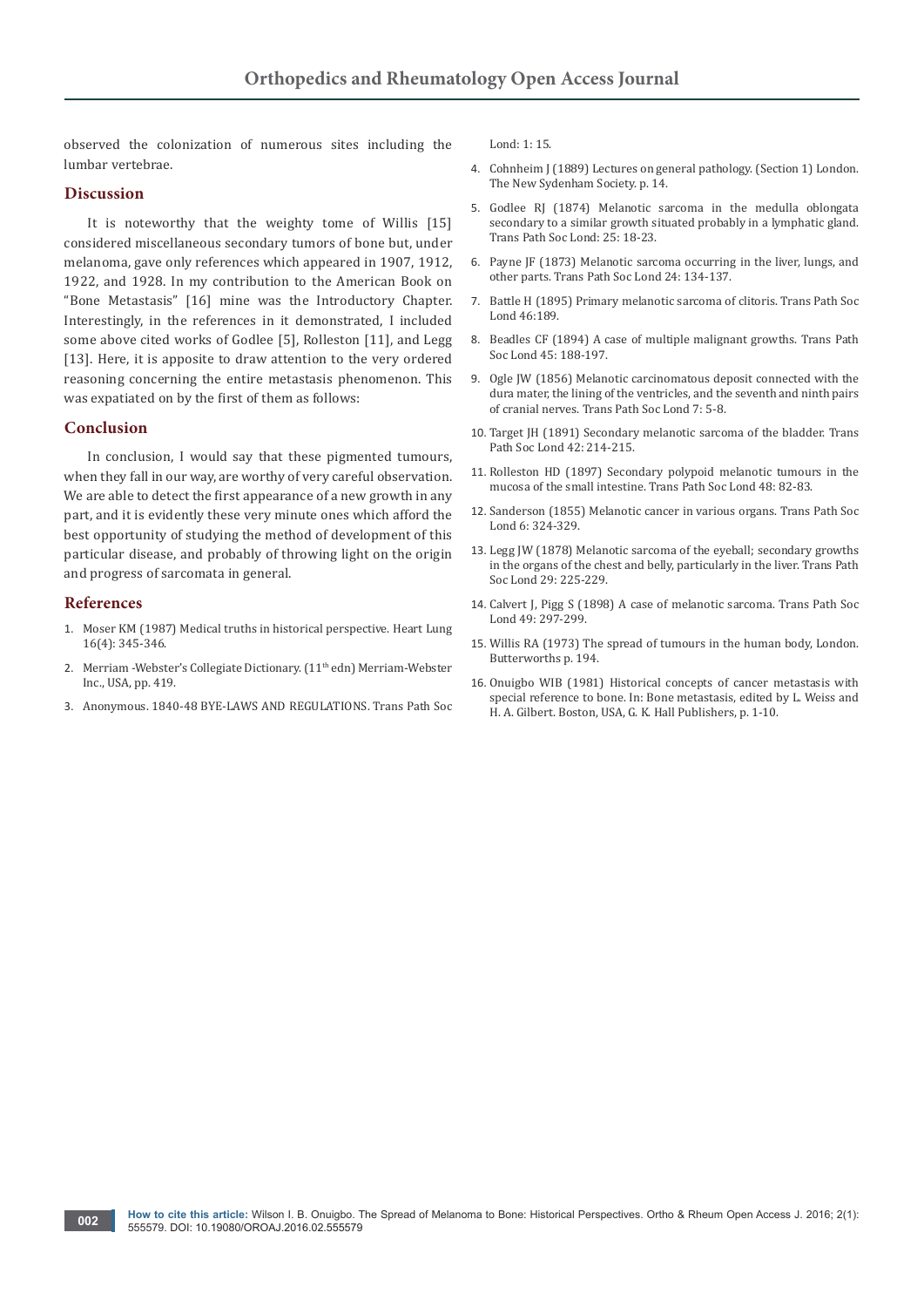observed the colonization of numerous sites including the lumbar vertebrae.

## Discussion

It is noteworthy that the weighty tome of Willis [15] considered miscellaneous secondary tumors of bone but, under melanoma, gave only references which appeared in 1907, 1912, 1922, and 1928. In my contribution to the American Book on "Bone Metastasis" [16] mine was the Introductory Chapter. Interestingly, in the references in it demonstrated, I included some above cited works of Godlee [5], Rolleston [11], and Legg [13]. Here, it is apposite to draw attention to the very ordered reasoning concerning the entire metastasis phenomenon. This was expatiated on by the first of them as follows:

## Conclusion

In conclusion, I would say that these pigmented tumours, when they fall in our way, are worthy of very careful observation. We are able to detect the first appearance of a new growth in any part, and it is evidently these very minute ones which afford the best opportunity of studying the method of development of this particular disease, and probably of throwing light on the origin and progress of sarcomata in general.

## References

1. Moser KM (1987) Medical truths in historical perspective. Heart Lung 16(4): 345-346.
2. Merriam -Webster's Collegiate Dictionary. (11th edn) Merriam-Webster Inc., USA, pp. 419.
3. Anonymous. 1840-48 BYE-LAWS AND REGULATIONS. Trans Path Soc Lond: 1: 15.
4. Cohnheim J (1889) Lectures on general pathology. (Section 1) London. The New Sydenham Society. p. 14.
5. Godlee RJ (1874) Melanotic sarcoma in the medulla oblongata secondary to a similar growth situated probably in a lymphatic gland. Trans Path Soc Lond: 25: 18-23.
6. Payne JF (1873) Melanotic sarcoma occurring in the liver, lungs, and other parts. Trans Path Soc Lond 24: 134-137.
7. Battle H (1895) Primary melanotic sarcoma of clitoris. Trans Path Soc Lond 46:189.
8. Beadles CF (1894) A case of multiple malignant growths. Trans Path Soc Lond 45: 188-197.
9. Ogle JW (1856) Melanotic carcinomatous deposit connected with the dura mater, the lining of the ventricles, and the seventh and ninth pairs of cranial nerves. Trans Path Soc Lond 7: 5-8.
10. Target JH (1891) Secondary melanotic sarcoma of the bladder. Trans Path Soc Lond 42: 214-215.
11. Rolleston HD (1897) Secondary polypoid melanotic tumours in the mucosa of the small intestine. Trans Path Soc Lond 48: 82-83.
12. Sanderson (1855) Melanotic cancer in various organs. Trans Path Soc Lond 6: 324-329.
13. Legg JW (1878) Melanotic sarcoma of the eyeball; secondary growths in the organs of the chest and belly, particularly in the liver. Trans Path Soc Lond 29: 225-229.
14. Calvert J, Pigg S (1898) A case of melanotic sarcoma. Trans Path Soc Lond 49: 297-299.
15. Willis RA (1973) The spread of tumours in the human body, London. Butterworths p. 194.
16. Onuigbo WIB (1981) Historical concepts of cancer metastasis with special reference to bone. In: Bone metastasis, edited by L. Weiss and H. A. Gilbert. Boston, USA, G. K. Hall Publishers, p. 1-10.